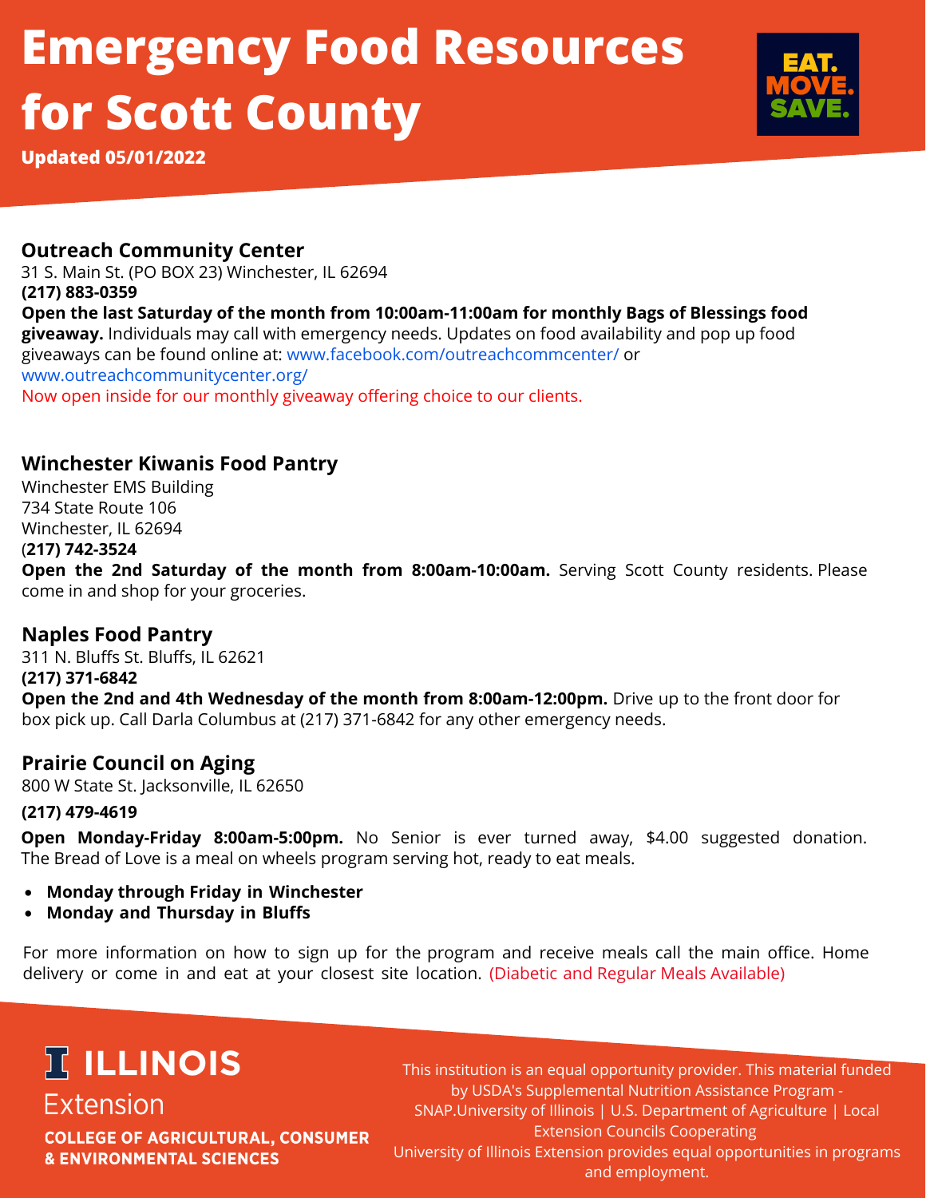# Emergency Food Resources for Scott County

**Updated 05/01/2022**

EAT. MOVE. SAVE.

## Outreach Community Center

31 S. Main St. (PO BOX 23) Winchester, IL 62694
**(217) 883-0359**
**Open the last Saturday of the month from 10:00am-11:00am for monthly Bags of Blessings food giveaway.** Individuals may call with emergency needs. Updates on food availability and pop up food giveaways can be found online at: www.facebook.com/outreachcommcenter/ or www.outreachcommunitycenter.org/
Now open inside for our monthly giveaway offering choice to our clients.

## Winchester Kiwanis Food Pantry

Winchester EMS Building
734 State Route 106
Winchester, IL 62694
(**217) 742-3524**
**Open the 2nd Saturday of the month from 8:00am-10:00am.** Serving Scott County residents. Please come in and shop for your groceries.

## Naples Food Pantry

311 N. Bluffs St. Bluffs, IL 62621
**(217) 371-6842**
**Open the 2nd and 4th Wednesday of the month from 8:00am-12:00pm.** Drive up to the front door for box pick up. Call Darla Columbus at (217) 371-6842 for any other emergency needs.

## Prairie Council on Aging

800 W State St. Jacksonville, IL 62650

**(217) 479-4619**

**Open Monday-Friday 8:00am-5:00pm.** No Senior is ever turned away, $4.00 suggested donation. The Bread of Love is a meal on wheels program serving hot, ready to eat meals.

- **Monday through Friday in Winchester**
- **Monday and Thursday in Bluffs**

For more information on how to sign up for the program and receive meals call the main office. Home delivery or come in and eat at your closest site location. (Diabetic and Regular Meals Available)

ILLINOIS Extension
COLLEGE OF AGRICULTURAL, CONSUMER & ENVIRONMENTAL SCIENCES

This institution is an equal opportunity provider. This material funded by USDA's Supplemental Nutrition Assistance Program - SNAP.University of Illinois | U.S. Department of Agriculture | Local Extension Councils Cooperating
University of Illinois Extension provides equal opportunities in programs and employment.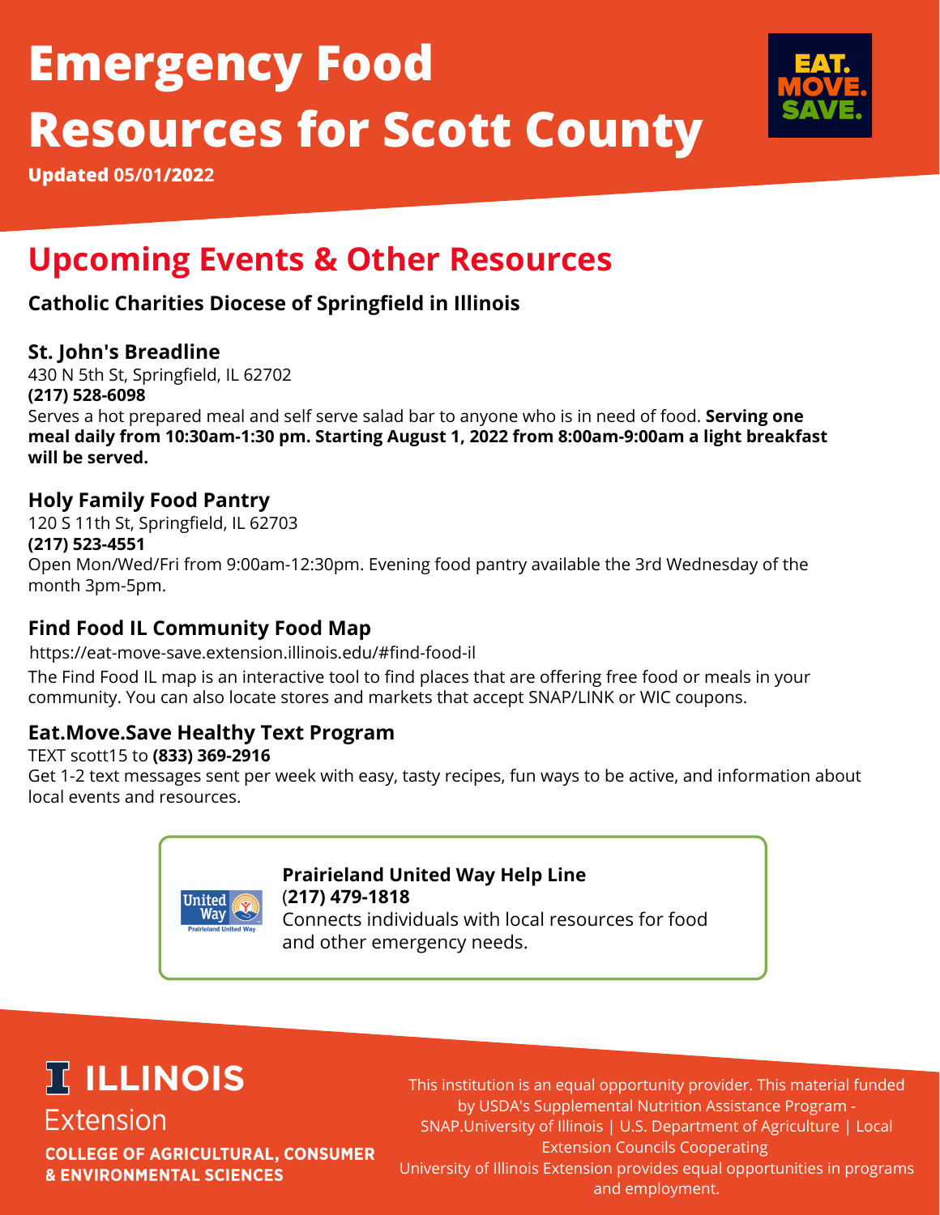# Emergency Food Resources for Scott County

**Updated 05/01/2022**

EAT. MOVE. SAVE.

## Upcoming Events & Other Resources

**Catholic Charities Diocese of Springfield in Illinois**

### St. John's Breadline

430 N 5th St, Springfield, IL 62702
**(217) 528-6098**
Serves a hot prepared meal and self serve salad bar to anyone who is in need of food. **Serving one meal daily from 10:30am-1:30 pm. Starting August 1, 2022 from 8:00am-9:00am a light breakfast will be served.**

### Holy Family Food Pantry

120 S 11th St, Springfield, IL 62703
**(217) 523-4551**
Open Mon/Wed/Fri from 9:00am-12:30pm. Evening food pantry available the 3rd Wednesday of the month 3pm-5pm.

### Find Food IL Community Food Map

https://eat-move-save.extension.illinois.edu/#find-food-il

The Find Food IL map is an interactive tool to find places that are offering free food or meals in your community. You can also locate stores and markets that accept SNAP/LINK or WIC coupons.

### Eat.Move.Save Healthy Text Program

TEXT scott15 to **(833) 369-2916**
Get 1-2 text messages sent per week with easy, tasty recipes, fun ways to be active, and information about local events and resources.

**Prairieland United Way Help Line**
**(217) 479-1818**
Connects individuals with local resources for food and other emergency needs.

ILLINOIS Extension
COLLEGE OF AGRICULTURAL, CONSUMER & ENVIRONMENTAL SCIENCES

This institution is an equal opportunity provider. This material funded by USDA's Supplemental Nutrition Assistance Program - SNAP.University of Illinois | U.S. Department of Agriculture | Local Extension Councils Cooperating
University of Illinois Extension provides equal opportunities in programs and employment.